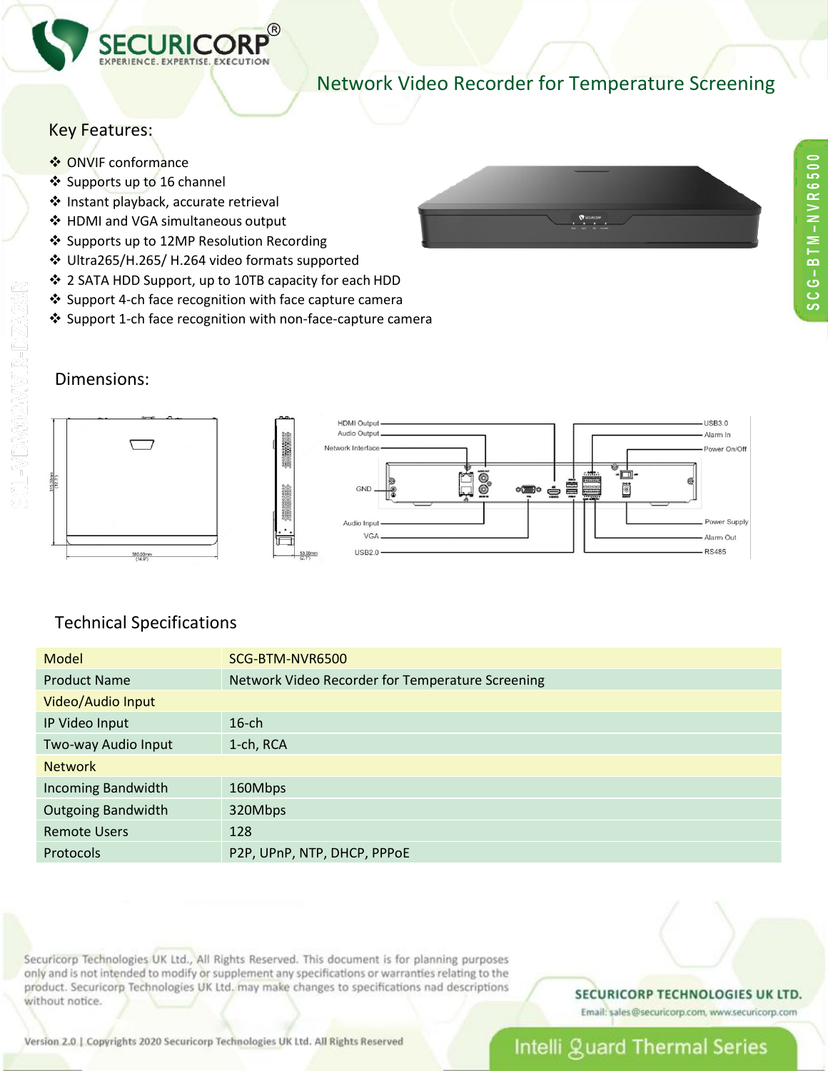# Network Video Recorder for Temperature Screening

## Key Features:

- ONVIF conformance
- Supports up to 16 channel
- Instant playback, accurate retrieval
- HDMI and VGA simultaneous output
- Supports up to 12MP Resolution Recording
- Ultra265/H.265/ H.264 video formats supported
- 2 SATA HDD Support, up to 10TB capacity for each HDD
- Support 4-ch face recognition with face capture camera
- Support 1-ch face recognition with non-face-capture camera

SCG-BTM-NVR6500

## Dimensions:

## Technical Specifications

| Model | SCG-BTM-NVR6500 |
|---|---|
| Product Name | Network Video Recorder for Temperature Screening |
| Video/Audio Input | |
| IP Video Input | 16-ch |
| Two-way Audio Input | 1-ch, RCA |
| Network | |
| Incoming Bandwidth | 160Mbps |
| Outgoing Bandwidth | 320Mbps |
| Remote Users | 128 |
| Protocols | P2P, UPnP, NTP, DHCP, PPPoE |

Securicorp Technologies UK Ltd., All Rights Reserved. This document is for planning purposes only and is not intended to modify or supplement any specifications or warranties relating to the product. Securicorp Technologies UK Ltd. may make changes to specifications nad descriptions without notice.

**SECURICORP TECHNOLOGIES UK LTD.**

Email: sales@securicorp.com, www.securicorp.com

Version 2.0 | Copyrights 2020 Securicorp Technologies UK Ltd. All Rights Reserved

Intelli Guard Thermal Series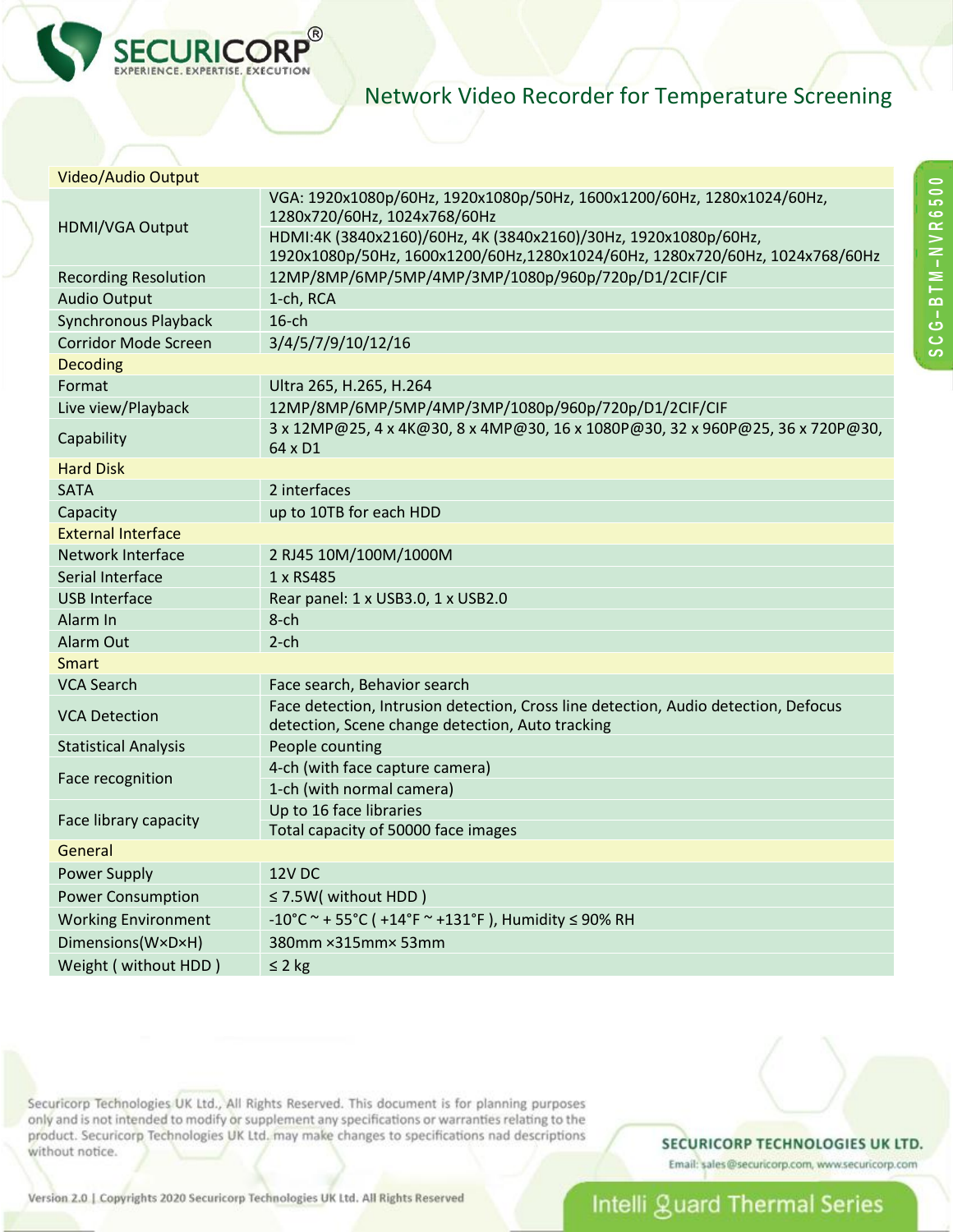# Network Video Recorder for Temperature Screening

| | |
|---|---|
| **Video/Audio Output** | |
| HDMI/VGA Output | VGA: 1920x1080p/60Hz, 1920x1080p/50Hz, 1600x1200/60Hz, 1280x1024/60Hz, 1280x720/60Hz, 1024x768/60Hz |
| | HDMI:4K (3840x2160)/60Hz, 4K (3840x2160)/30Hz, 1920x1080p/60Hz, 1920x1080p/50Hz, 1600x1200/60Hz,1280x1024/60Hz, 1280x720/60Hz, 1024x768/60Hz |
| Recording Resolution | 12MP/8MP/6MP/5MP/4MP/3MP/1080p/960p/720p/D1/2CIF/CIF |
| Audio Output | 1-ch, RCA |
| Synchronous Playback | 16-ch |
| Corridor Mode Screen | 3/4/5/7/9/10/12/16 |
| **Decoding** | |
| Format | Ultra 265, H.265, H.264 |
| Live view/Playback | 12MP/8MP/6MP/5MP/4MP/3MP/1080p/960p/720p/D1/2CIF/CIF |
| Capability | 3 x 12MP@25, 4 x 4K@30, 8 x 4MP@30, 16 x 1080P@30, 32 x 960P@25, 36 x 720P@30, 64 x D1 |
| **Hard Disk** | |
| SATA | 2 interfaces |
| Capacity | up to 10TB for each HDD |
| **External Interface** | |
| Network Interface | 2 RJ45 10M/100M/1000M |
| Serial Interface | 1 x RS485 |
| USB Interface | Rear panel: 1 x USB3.0, 1 x USB2.0 |
| Alarm In | 8-ch |
| Alarm Out | 2-ch |
| **Smart** | |
| VCA Search | Face search, Behavior search |
| VCA Detection | Face detection, Intrusion detection, Cross line detection, Audio detection, Defocus detection, Scene change detection, Auto tracking |
| Statistical Analysis | People counting |
| Face recognition | 4-ch (with face capture camera) |
| | 1-ch (with normal camera) |
| Face library capacity | Up to 16 face libraries |
| | Total capacity of 50000 face images |
| **General** | |
| Power Supply | 12V DC |
| Power Consumption | ≤ 7.5W( without HDD ) |
| Working Environment | -10°C ~ + 55°C ( +14°F ~ +131°F ), Humidity ≤ 90% RH |
| Dimensions(W×D×H) | 380mm ×315mm× 53mm |
| Weight ( without HDD ) | ≤ 2 kg |

Securicorp Technologies UK Ltd., All Rights Reserved. This document is for planning purposes only and is not intended to modify or supplement any specifications or warranties relating to the product. Securicorp Technologies UK Ltd. may make changes to specifications nad descriptions without notice.

**SECURICORP TECHNOLOGIES UK LTD.**

Email: sales@securicorp.com, www.securicorp.com